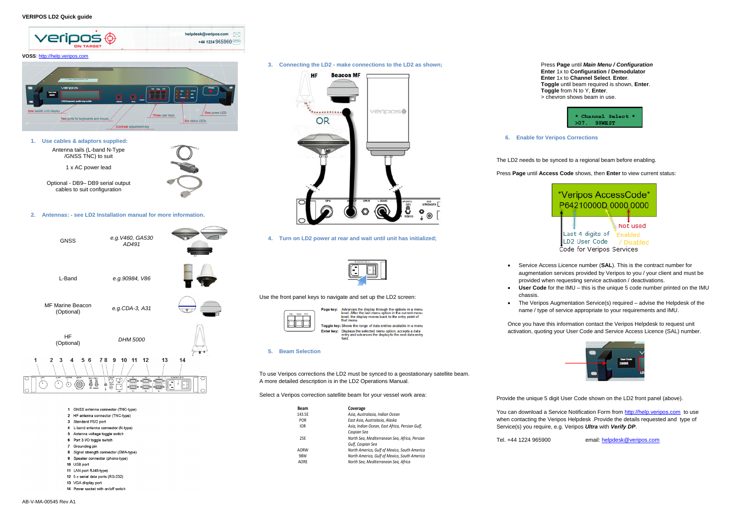**VERIPOS LD2 Quick guide**

helpdesk@veripos.com
+44 1224 965900

**VOSS**: http://help.veripos.com

One backlit LCD display
Two ports for keyboards and mouse
Contrast adjustment key
Three user keys
Six status LEDs
One power LED

## 1. Use cables & adaptors supplied:

Antenna tails (L-band N-Type /GNSS TNC) to suit

1 x AC power lead

Optional - DB9– DB9 serial output cables to suit configuration

## 2. Antennas: - see LD2 Installation manual for more information.

| | |
|---|---|
| GNSS | *e.g.V460, GA530 AD491* |
| L-Band | *e.g.90984, V86* |
| MF Marine Beacon (Optional) | *e.g.CDA-3, A31* |
| HF (Optional) | *DHM 5000* |

1 GNSS antenna connector (TNC-type)
2 HF antenna connector (TNC-type)
3 Standard PS/2 port
4 L-band antenna connector (N-type)
5 Antenna voltage toggle switch
6 Port 3 I/O toggle switch
7 Grounding pin
8 Signal strength connector (SMA-type)
9 Speaker connector (phono-type)
10 USB port
11 LAN port RJ45-type)
12 5 x serial data ports (RS-232)
13 VGA display port
14 Power socket with on/off switch

## 3. Connecting the LD2 - make connections to the LD2 as shown;

HF Beacon MF OR

## 4. Turn on LD2 power at rear and wait until unit has initialized;

Use the front panel keys to navigate and set up the LD2 screen:

**Page key:** Advances the display through the options in a menu level. After the last menu option in the current menu level, the display moves back to the entry point of that menu.
**Toggle key:** Shows the range of data entries available in a menu
**Enter key:** Displays the selected menu option, accepts a data entry and advances the display to the next data entry field.

## 5. Beam Selection

To use Veripos corrections the LD2 must be synced to a geostationary satellite beam. A more detailed description is in the LD2 Operations Manual.

Select a Veripos correction satellite beam for your vessel work area:

| Beam | Coverage |
|---|---|
| 143.5E | *Asia, Australasia, Indian Ocean* |
| POR | *East Asia, Australasia, Alaska* |
| IOR | *Asia, Indian Ocean, East Africa, Persian Gulf, Caspian Sea* |
| 25E | *North Sea, Mediterranean Sea, Africa, Persian Gulf, Caspian Sea* |
| AORW | *North America, Gulf of Mexico, South America* |
| 98W | *North America, Gulf of Mexico, South America* |
| AORE | *North Sea, Mediterranean Sea, Africa* |

Press **Page** until ***Main Menu / Configuration***
**Enter** 1x to **Configuration / Demodulator**
**Enter** 1x to **Channel Select**. **Enter**.
**Toggle** until beam required is shown, **Enter**.
**Toggle** from N to Y, **Enter**.
> chevron shows beam in use.

```
* Channel Select *
>07.  98WEST
```

## 6. Enable for Veripos Corrections

The LD2 needs to be synced to a regional beam before enabling.

Press **Page** until **Access Code** shows, then **Enter** to view current status:

```
*Veripos AccessCode*
P64210000D 0000 0000
```

Last 4 digits of LD2 User Code
Code for Veripos Services
Not used
Enabled / Disabled

- Service Access Licence number (**SAL**). This is the contract number for augmentation services provided by Veripos to you / your client and must be provided when requesting service activation / deactivations.
- **User Code** for the IMU – this is the unique 5 code number printed on the IMU chassis.
- The Veripos Augmentation Service(s) required – advise the Helpdesk of the name / type of service appropriate to your requirements and IMU.

Once you have this information contact the Veripos Helpdesk to request unit activation, quoting your User Code and Service Access Licence (SAL) number.

Provide the unique 5 digit User Code shown on the LD2 front panel (above).

You can download a Service Notification Form from http://help.veripos.com to use when contacting the Veripos Helpdesk .Provide the details requested and type of Service(s) you require, e.g. Veripos ***Ultra*** with ***Verify DP***.

Tel. +44 1224 965900 email: helpdesk@veripos.com

AB-V-MA-00545 Rev A1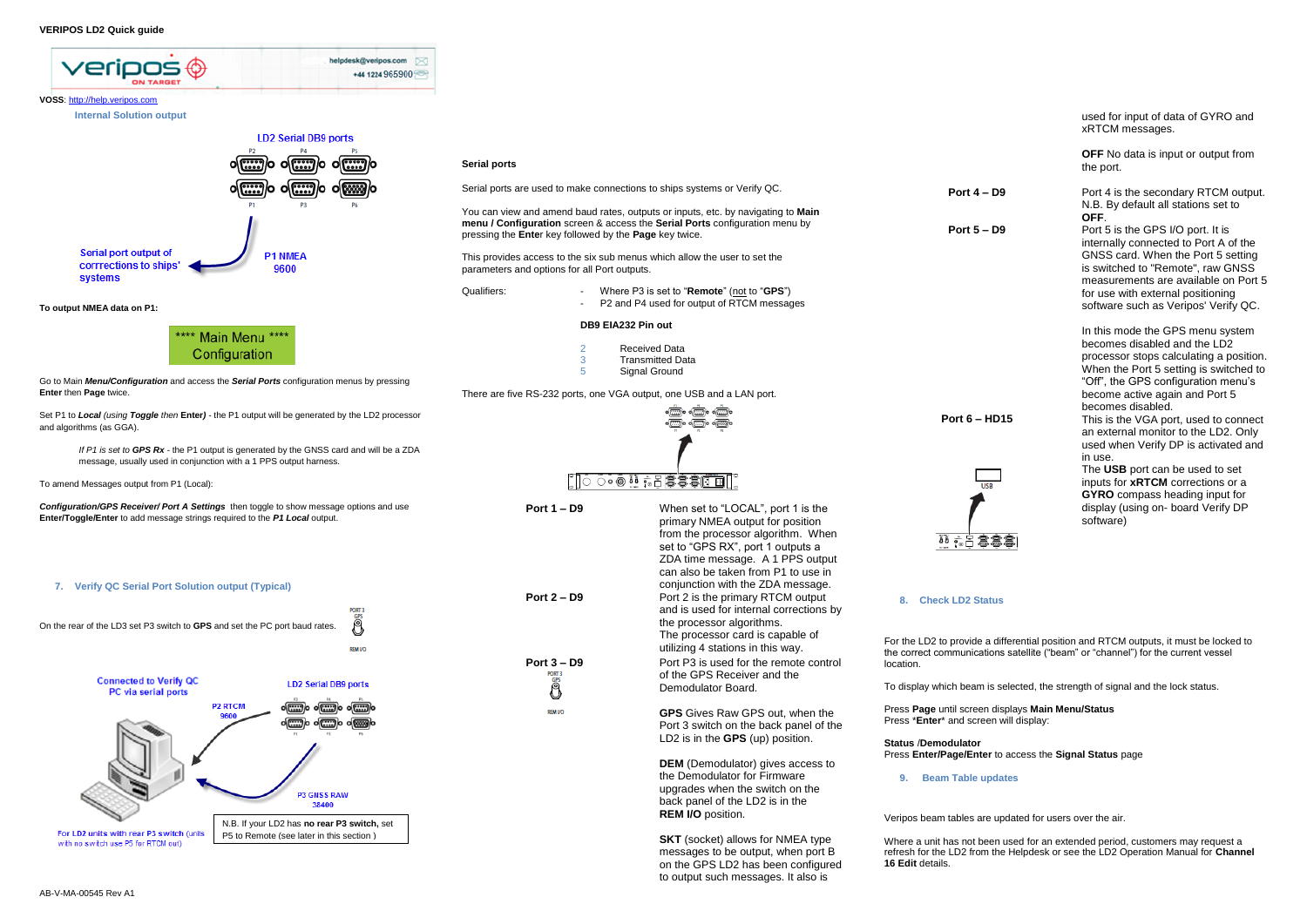**VERIPOS LD2 Quick guide**

helpdesk@veripos.com
+44 1224 965900

**VOSS**: http://help.veripos.com

Internal Solution output

LD2 Serial DB9 ports

P2 P4 P5

P1 P3 P6

Serial port output of corrrections to ships' systems

P1 NMEA 9600

**To output NMEA data on P1:**

**** Main Menu ****
Configuration

Go to Main ***Menu/Configuration*** and access the ***Serial Ports*** configuration menus by pressing **Enter** then **Page** twice.

Set P1 to ***Local*** *(using* ***Toggle*** *then* **Enter)** - the P1 output will be generated by the LD2 processor and algorithms (as GGA).

*If P1 is set to* ***GPS Rx*** - the P1 output is generated by the GNSS card and will be a ZDA message, usually used in conjunction with a 1 PPS output harness.

To amend Messages output from P1 (Local):

***Configuration/GPS Receiver/ Port A Settings*** then toggle to show message options and use **Enter/Toggle/Enter** to add message strings required to the ***P1 Local*** output.

## 7. Verify QC Serial Port Solution output (Typical)

On the rear of the LD3 set P3 switch to **GPS** and set the PC port baud rates.

PORT 3 GPS REM I/O

Connected to Verify QC PC via serial ports

LD2 Serial DB9 ports

P2 RTCM 9600

P3 GNSS RAW 38400

For LD2 units with rear P3 switch (units with no switch use P5 for RTCM out)

N.B. If your LD2 has **no rear P3 switch,** set P5 to Remote (see later in this section )

**Serial ports**

Serial ports are used to make connections to ships systems or Verify QC.

You can view and amend baud rates, outputs or inputs, etc. by navigating to **Main menu / Configuration** screen & access the **Serial Ports** configuration menu by pressing the **Ente**r key followed by the **Page** key twice.

This provides access to the six sub menus which allow the user to set the parameters and options for all Port outputs.

Qualifiers:
- Where P3 is set to "**Remote**" (not to "**GPS**")
- P2 and P4 used for output of RTCM messages

**DB9 EIA232 Pin out**

| | |
|---|---|
| 2 | Received Data |
| 3 | Transmitted Data |
| 5 | Signal Ground |

There are five RS-232 ports, one VGA output, one USB and a LAN port.

| | |
|---|---|
| **Port 1 – D9** | When set to "LOCAL", port 1 is the primary NMEA output for position from the processor algorithm. When set to "GPS RX", port 1 outputs a ZDA time message. A 1 PPS output can also be taken from P1 to use in conjunction with the ZDA message. |
| **Port 2 – D9** | Port 2 is the primary RTCM output and is used for internal corrections by the processor algorithms. The processor card is capable of utilizing 4 stations in this way. |
| **Port 3 – D9** (PORT 3 GPS / REM I/O) | Port P3 is used for the remote control of the GPS Receiver and the Demodulator Board.<br><br>**GPS** Gives Raw GPS out, when the Port 3 switch on the back panel of the LD2 is in the **GPS** (up) position.<br><br>**DEM** (Demodulator) gives access to the Demodulator for Firmware upgrades when the switch on the back panel of the LD2 is in the **REM I/O** position.<br><br>**SKT** (socket) allows for NMEA type messages to be output, when port B on the GPS LD2 has been configured to output such messages. It also is used for input of data of GYRO and xRTCM messages.<br><br>**OFF** No data is input or output from the port. |
| **Port 4 – D9** | Port 4 is the secondary RTCM output. N.B. By default all stations set to **OFF**. |
| **Port 5 – D9** | Port 5 is the GPS I/O port. It is internally connected to Port A of the GNSS card. When the Port 5 setting is switched to "Remote", raw GNSS measurements are available on Port 5 for use with external positioning software such as Veripos' Verify QC.<br><br>In this mode the GPS menu system becomes disabled and the LD2 processor stops calculating a position. When the Port 5 setting is switched to "Off", the GPS configuration menu's become active again and Port 5 becomes disabled. |
| **Port 6 – HD15** | This is the VGA port, used to connect an external monitor to the LD2. Only used when Verify DP is activated and in use. |
| USB | The **USB** port can be used to set inputs for **xRTCM** corrections or a **GYRO** compass heading input for display (using on- board Verify DP software) |

## 8. Check LD2 Status

For the LD2 to provide a differential position and RTCM outputs, it must be locked to the correct communications satellite ("beam" or "channel") for the current vessel location.

To display which beam is selected, the strength of signal and the lock status.

Press **Page** until screen displays **Main Menu/Status**
Press ***Enter*** and screen will display:

**Status /Demodulator**
Press **Enter/Page/Enter** to access the **Signal Status** page

## 9. Beam Table updates

Veripos beam tables are updated for users over the air.

Where a unit has not been used for an extended period, customers may request a refresh for the LD2 from the Helpdesk or see the LD2 Operation Manual for **Channel 16 Edit** details.

AB-V-MA-00545 Rev A1